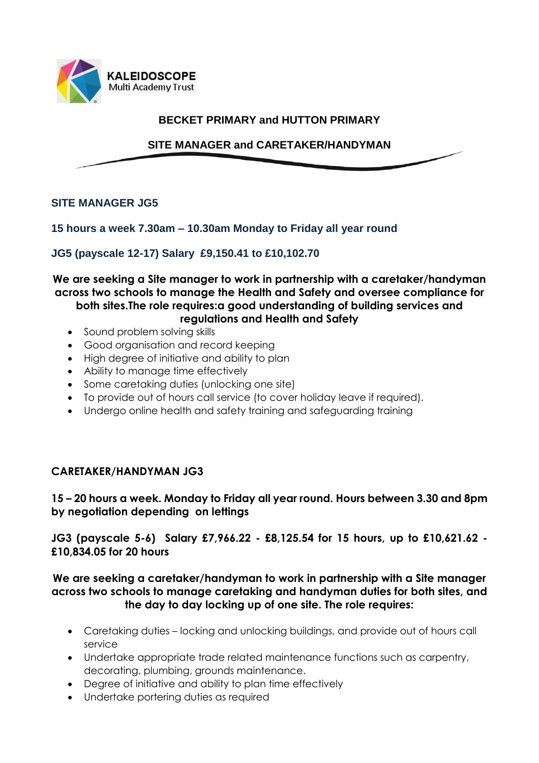KALEIDOSCOPE
Multi Academy Trust

# BECKET PRIMARY and HUTTON PRIMARY

## SITE MANAGER and CARETAKER/HANDYMAN

### SITE MANAGER JG5

**15 hours a week 7.30am – 10.30am Monday to Friday all year round**

**JG5 (payscale 12-17) Salary £9,150.41 to £10,102.70**

**We are seeking a Site manager to work in partnership with a caretaker/handyman across two schools to manage the Health and Safety and oversee compliance for both sites.The role requires:a good understanding of building services and regulations and Health and Safety**

- Sound problem solving skills
- Good organisation and record keeping
- High degree of initiative and ability to plan
- Ability to manage time effectively
- Some caretaking duties (unlocking one site)
- To provide out of hours call service (to cover holiday leave if required).
- Undergo online health and safety training and safeguarding training

### CARETAKER/HANDYMAN JG3

**15 – 20 hours a week. Monday to Friday all year round. Hours between 3.30 and 8pm by negotiation depending on lettings**

**JG3 (payscale 5-6) Salary £7,966.22 - £8,125.54 for 15 hours, up to £10,621.62 - £10,834.05 for 20 hours**

**We are seeking a caretaker/handyman to work in partnership with a Site manager across two schools to manage caretaking and handyman duties for both sites, and the day to day locking up of one site. The role requires:**

- Caretaking duties – locking and unlocking buildings, and provide out of hours call service
- Undertake appropriate trade related maintenance functions such as carpentry, decorating, plumbing, grounds maintenance.
- Degree of initiative and ability to plan time effectively
- Undertake portering duties as required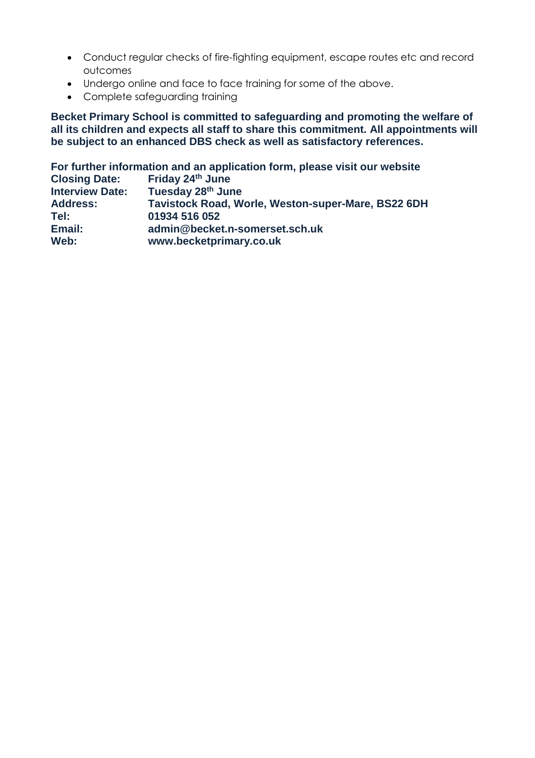- Conduct regular checks of fire-fighting equipment, escape routes etc and record outcomes
- Undergo online and face to face training for some of the above.
- Complete safeguarding training

**Becket Primary School is committed to safeguarding and promoting the welfare of all its children and expects all staff to share this commitment. All appointments will be subject to an enhanced DBS check as well as satisfactory references.**

**For further information and an application form, please visit our website**

| | |
|---|---|
| **Closing Date:** | **Friday 24th June** |
| **Interview Date:** | **Tuesday 28th June** |
| **Address:** | **Tavistock Road, Worle, Weston-super-Mare, BS22 6DH** |
| **Tel:** | **01934 516 052** |
| **Email:** | **admin@becket.n-somerset.sch.uk** |
| **Web:** | **www.becketprimary.co.uk** |